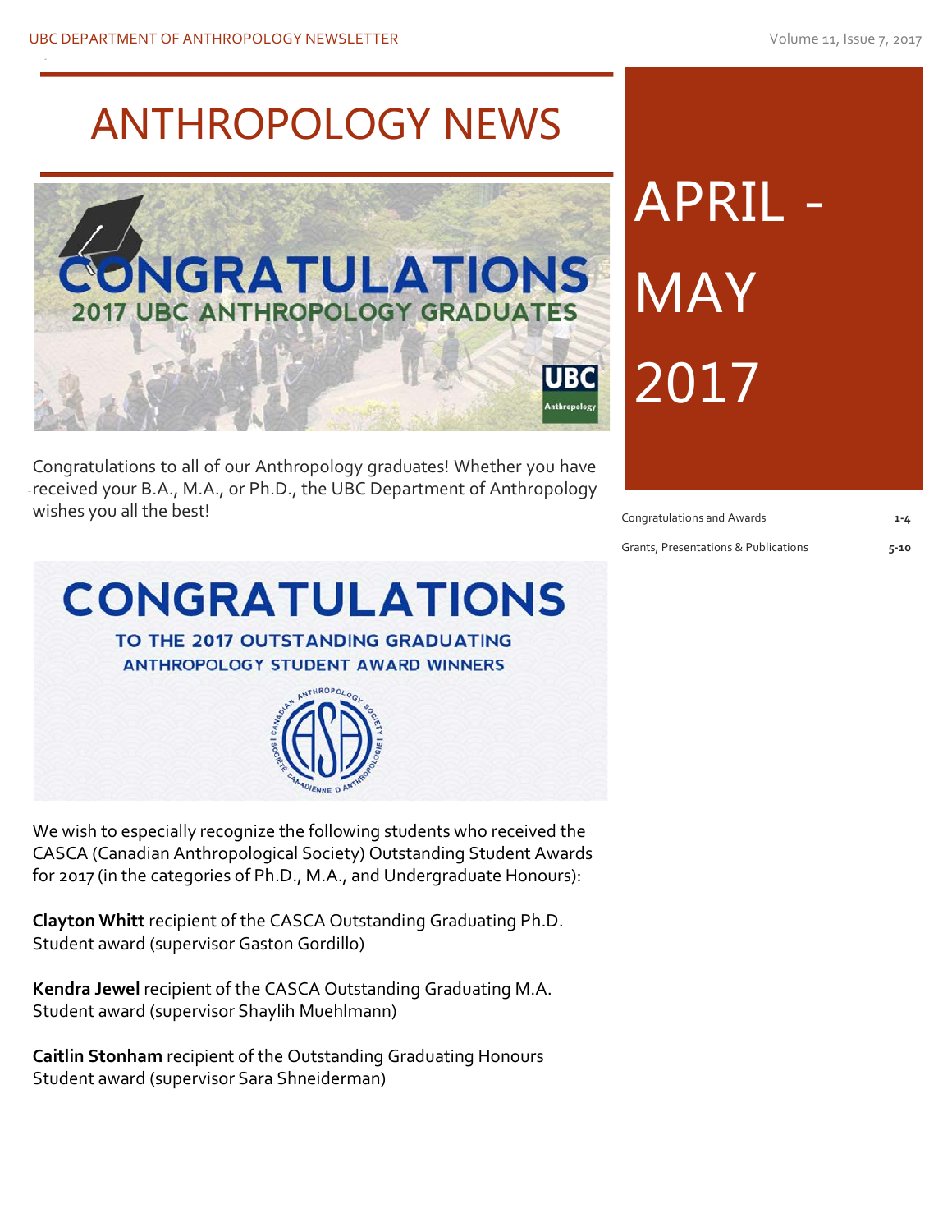# ANTHROPOLOGY NEWS

## APRIL - MAY 2017

| | |
|---|---|
| Congratulations and Awards | 1-4 |
| Grants, Presentations & Publications | 5-10 |

CONGRATULATIONS 2017 UBC ANTHROPOLOGY GRADUATES

Congratulations to all of our Anthropology graduates! Whether you have received your B.A., M.A., or Ph.D., the UBC Department of Anthropology wishes you all the best!

## CONGRATULATIONS

### TO THE 2017 OUTSTANDING GRADUATING ANTHROPOLOGY STUDENT AWARD WINNERS

We wish to especially recognize the following students who received the CASCA (Canadian Anthropological Society) Outstanding Student Awards for 2017 (in the categories of Ph.D., M.A., and Undergraduate Honours):

**Clayton Whitt** recipient of the CASCA Outstanding Graduating Ph.D. Student award (supervisor Gaston Gordillo)

**Kendra Jewel** recipient of the CASCA Outstanding Graduating M.A. Student award (supervisor Shaylih Muehlmann)

**Caitlin Stonham** recipient of the Outstanding Graduating Honours Student award (supervisor Sara Shneiderman)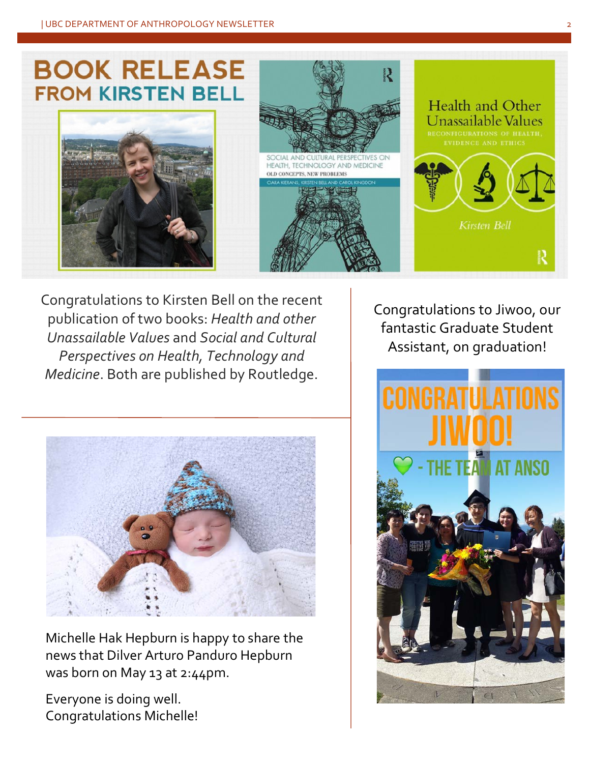# BOOK RELEASE FROM KIRSTEN BELL

Congratulations to Kirsten Bell on the recent publication of two books: *Health and other Unassailable Values* and *Social and Cultural Perspectives on Health, Technology and Medicine*. Both are published by Routledge.

Michelle Hak Hepburn is happy to share the news that Dilver Arturo Panduro Hepburn was born on May 13 at 2:44pm.

Everyone is doing well.
Congratulations Michelle!

Congratulations to Jiwoo, our fantastic Graduate Student Assistant, on graduation!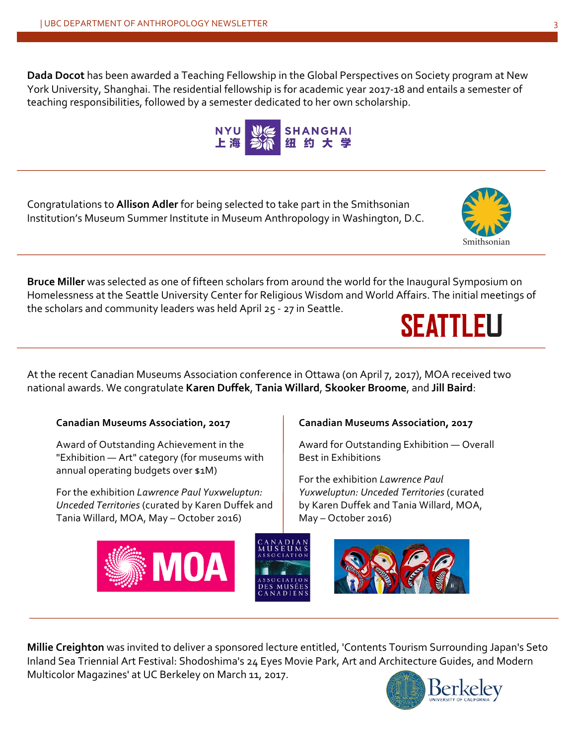**Dada Docot** has been awarded a Teaching Fellowship in the Global Perspectives on Society program at New York University, Shanghai. The residential fellowship is for academic year 2017-18 and entails a semester of teaching responsibilities, followed by a semester dedicated to her own scholarship.

---

Congratulations to **Allison Adler** for being selected to take part in the Smithsonian Institution's Museum Summer Institute in Museum Anthropology in Washington, D.C.

---

**Bruce Miller** was selected as one of fifteen scholars from around the world for the Inaugural Symposium on Homelessness at the Seattle University Center for Religious Wisdom and World Affairs. The initial meetings of the scholars and community leaders was held April 25 - 27 in Seattle.

---

At the recent Canadian Museums Association conference in Ottawa (on April 7, 2017), MOA received two national awards. We congratulate **Karen Duffek**, **Tania Willard**, **Skooker Broome**, and **Jill Baird**:

**Canadian Museums Association, 2017**

Award of Outstanding Achievement in the "Exhibition — Art" category (for museums with annual operating budgets over $1M)

For the exhibition *Lawrence Paul Yuxweluptun: Unceded Territories* (curated by Karen Duffek and Tania Willard, MOA, May – October 2016)

**Canadian Museums Association, 2017**

Award for Outstanding Exhibition — Overall Best in Exhibitions

For the exhibition *Lawrence Paul Yuxweluptun: Unceded Territories* (curated by Karen Duffek and Tania Willard, MOA, May – October 2016)

---

**Millie Creighton** was invited to deliver a sponsored lecture entitled, 'Contents Tourism Surrounding Japan's Seto Inland Sea Triennial Art Festival: Shodoshima's 24 Eyes Movie Park, Art and Architecture Guides, and Modern Multicolor Magazines' at UC Berkeley on March 11, 2017.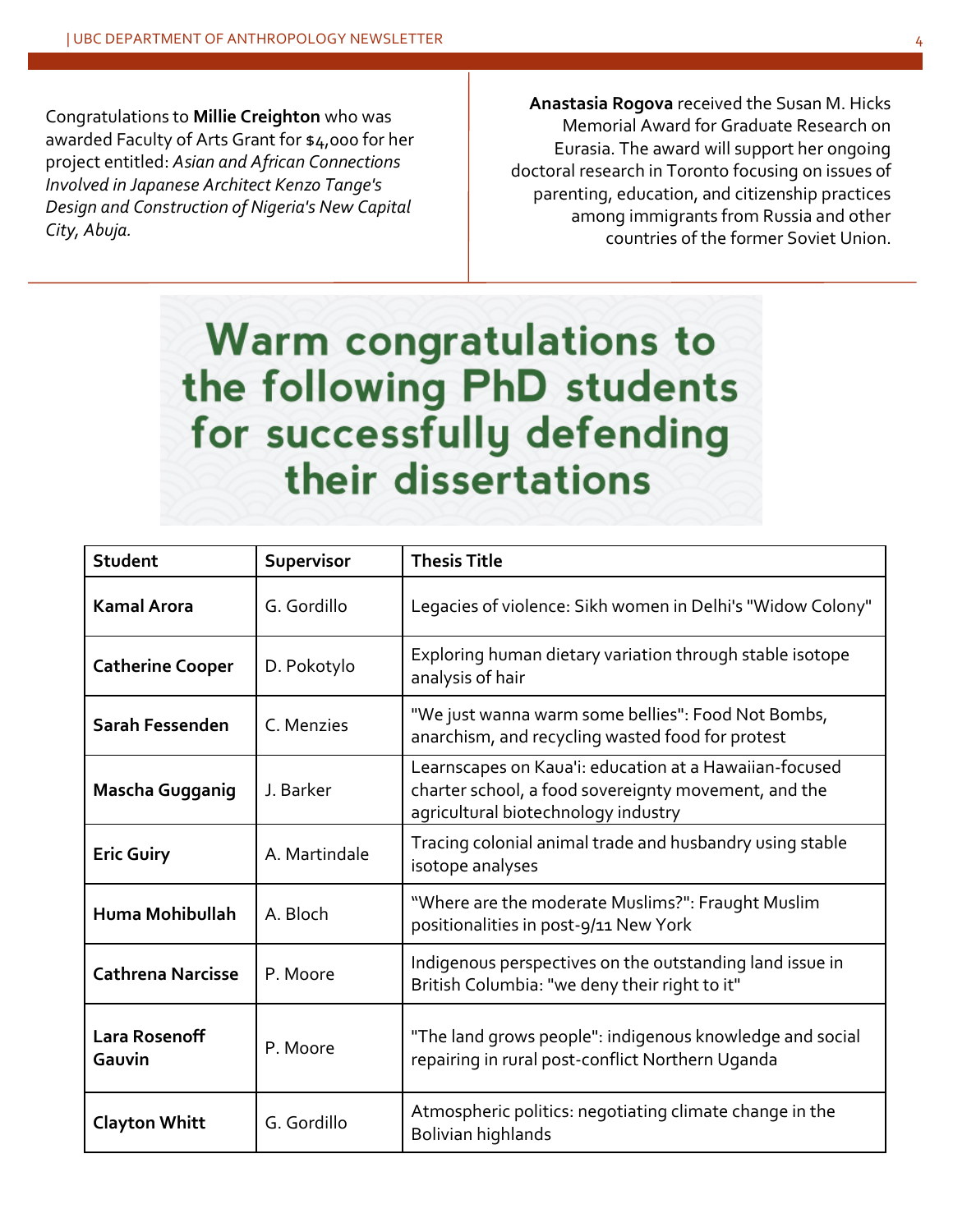Congratulations to **Millie Creighton** who was awarded Faculty of Arts Grant for $4,000 for her project entitled: *Asian and African Connections Involved in Japanese Architect Kenzo Tange's Design and Construction of Nigeria's New Capital City, Abuja.*

**Anastasia Rogova** received the Susan M. Hicks Memorial Award for Graduate Research on Eurasia. The award will support her ongoing doctoral research in Toronto focusing on issues of parenting, education, and citizenship practices among immigrants from Russia and other countries of the former Soviet Union.

## Warm congratulations to the following PhD students for successfully defending their dissertations

| Student | Supervisor | Thesis Title |
|---|---|---|
| **Kamal Arora** | G. Gordillo | Legacies of violence: Sikh women in Delhi's "Widow Colony" |
| **Catherine Cooper** | D. Pokotylo | Exploring human dietary variation through stable isotope analysis of hair |
| **Sarah Fessenden** | C. Menzies | "We just wanna warm some bellies": Food Not Bombs, anarchism, and recycling wasted food for protest |
| **Mascha Gugganig** | J. Barker | Learnscapes on Kaua'i: education at a Hawaiian-focused charter school, a food sovereignty movement, and the agricultural biotechnology industry |
| **Eric Guiry** | A. Martindale | Tracing colonial animal trade and husbandry using stable isotope analyses |
| **Huma Mohibullah** | A. Bloch | "Where are the moderate Muslims?": Fraught Muslim positionalities in post-9/11 New York |
| **Cathrena Narcisse** | P. Moore | Indigenous perspectives on the outstanding land issue in British Columbia: "we deny their right to it" |
| **Lara Rosenoff Gauvin** | P. Moore | "The land grows people": indigenous knowledge and social repairing in rural post-conflict Northern Uganda |
| **Clayton Whitt** | G. Gordillo | Atmospheric politics: negotiating climate change in the Bolivian highlands |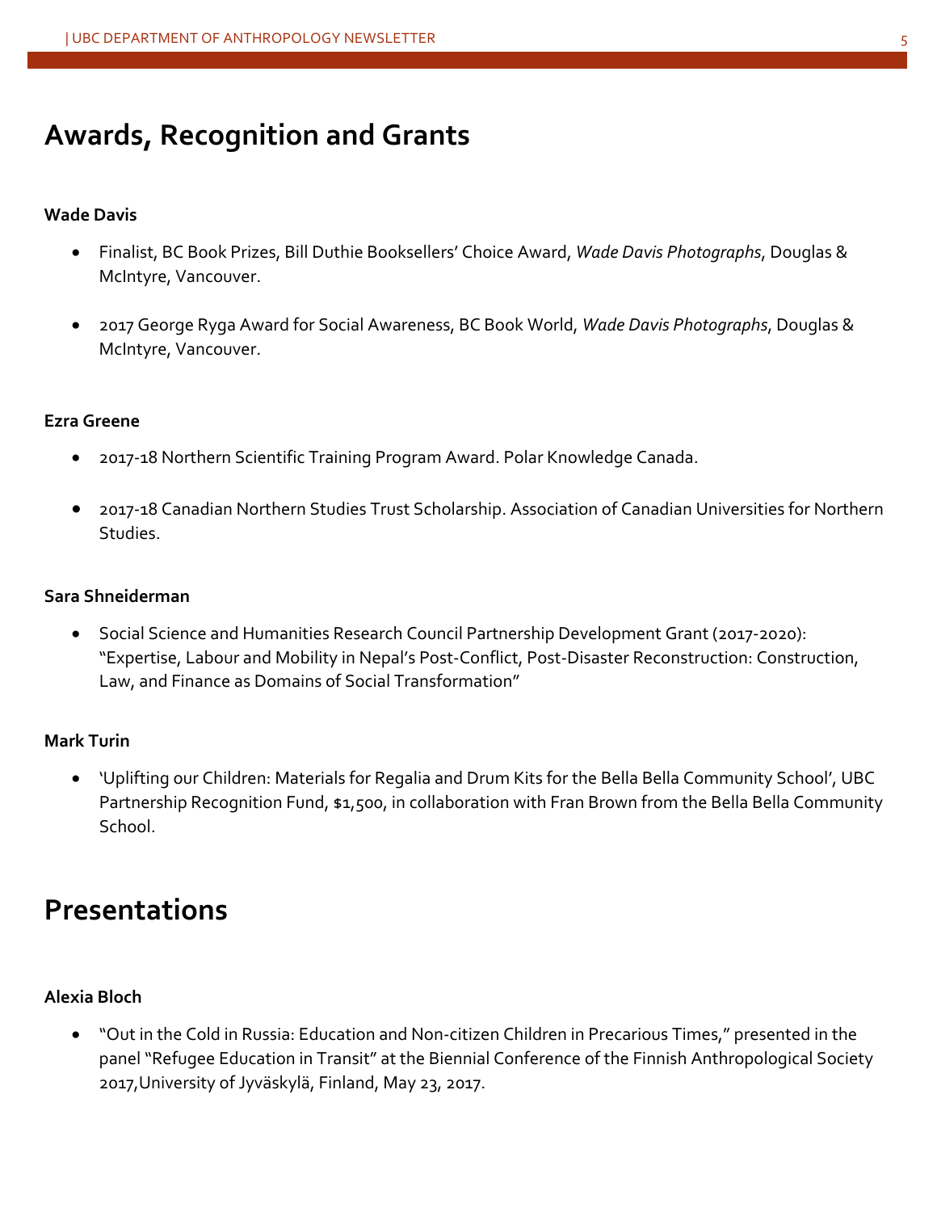## Awards, Recognition and Grants

**Wade Davis**

- Finalist, BC Book Prizes, Bill Duthie Booksellers' Choice Award, *Wade Davis Photographs*, Douglas & McIntyre, Vancouver.
- 2017 George Ryga Award for Social Awareness, BC Book World, *Wade Davis Photographs*, Douglas & McIntyre, Vancouver.

**Ezra Greene**

- 2017-18 Northern Scientific Training Program Award. Polar Knowledge Canada.
- 2017-18 Canadian Northern Studies Trust Scholarship. Association of Canadian Universities for Northern Studies.

**Sara Shneiderman**

- Social Science and Humanities Research Council Partnership Development Grant (2017-2020): "Expertise, Labour and Mobility in Nepal's Post-Conflict, Post-Disaster Reconstruction: Construction, Law, and Finance as Domains of Social Transformation"

**Mark Turin**

- 'Uplifting our Children: Materials for Regalia and Drum Kits for the Bella Bella Community School', UBC Partnership Recognition Fund, $1,500, in collaboration with Fran Brown from the Bella Bella Community School.

## Presentations

**Alexia Bloch**

- "Out in the Cold in Russia: Education and Non-citizen Children in Precarious Times," presented in the panel "Refugee Education in Transit" at the Biennial Conference of the Finnish Anthropological Society 2017,University of Jyväskylä, Finland, May 23, 2017.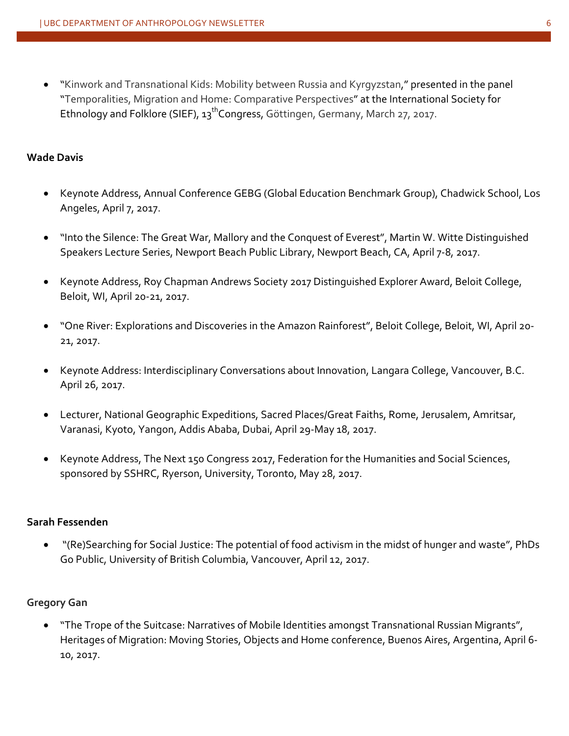- "Kinwork and Transnational Kids: Mobility between Russia and Kyrgyzstan," presented in the panel "Temporalities, Migration and Home: Comparative Perspectives" at the International Society for Ethnology and Folklore (SIEF), 13th Congress, Göttingen, Germany, March 27, 2017.

**Wade Davis**

- Keynote Address, Annual Conference GEBG (Global Education Benchmark Group), Chadwick School, Los Angeles, April 7, 2017.
- "Into the Silence: The Great War, Mallory and the Conquest of Everest", Martin W. Witte Distinguished Speakers Lecture Series, Newport Beach Public Library, Newport Beach, CA, April 7-8, 2017.
- Keynote Address, Roy Chapman Andrews Society 2017 Distinguished Explorer Award, Beloit College, Beloit, WI, April 20-21, 2017.
- "One River: Explorations and Discoveries in the Amazon Rainforest", Beloit College, Beloit, WI, April 20-21, 2017.
- Keynote Address: Interdisciplinary Conversations about Innovation, Langara College, Vancouver, B.C. April 26, 2017.
- Lecturer, National Geographic Expeditions, Sacred Places/Great Faiths, Rome, Jerusalem, Amritsar, Varanasi, Kyoto, Yangon, Addis Ababa, Dubai, April 29-May 18, 2017.
- Keynote Address, The Next 150 Congress 2017, Federation for the Humanities and Social Sciences, sponsored by SSHRC, Ryerson, University, Toronto, May 28, 2017.

**Sarah Fessenden**

- "(Re)Searching for Social Justice: The potential of food activism in the midst of hunger and waste", PhDs Go Public, University of British Columbia, Vancouver, April 12, 2017.

**Gregory Gan**

- "The Trope of the Suitcase: Narratives of Mobile Identities amongst Transnational Russian Migrants", Heritages of Migration: Moving Stories, Objects and Home conference, Buenos Aires, Argentina, April 6-10, 2017.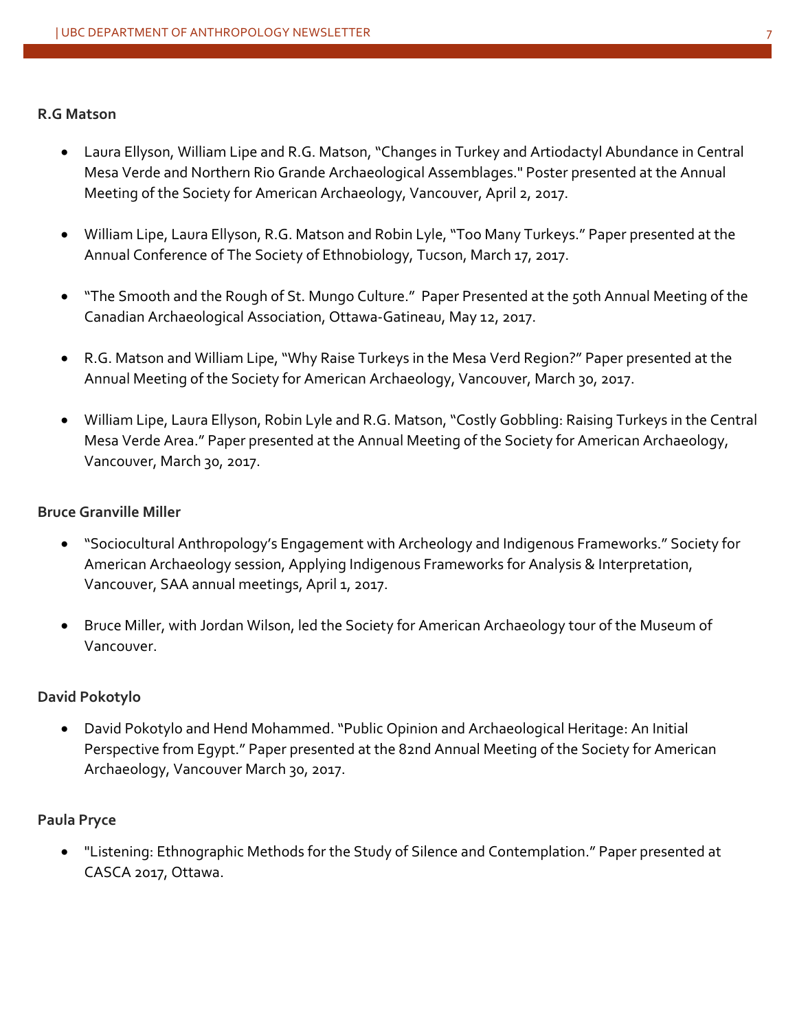**R.G Matson**

- Laura Ellyson, William Lipe and R.G. Matson, "Changes in Turkey and Artiodactyl Abundance in Central Mesa Verde and Northern Rio Grande Archaeological Assemblages." Poster presented at the Annual Meeting of the Society for American Archaeology, Vancouver, April 2, 2017.

- William Lipe, Laura Ellyson, R.G. Matson and Robin Lyle, "Too Many Turkeys." Paper presented at the Annual Conference of The Society of Ethnobiology, Tucson, March 17, 2017.

- "The Smooth and the Rough of St. Mungo Culture." Paper Presented at the 50th Annual Meeting of the Canadian Archaeological Association, Ottawa-Gatineau, May 12, 2017.

- R.G. Matson and William Lipe, "Why Raise Turkeys in the Mesa Verd Region?" Paper presented at the Annual Meeting of the Society for American Archaeology, Vancouver, March 30, 2017.

- William Lipe, Laura Ellyson, Robin Lyle and R.G. Matson, "Costly Gobbling: Raising Turkeys in the Central Mesa Verde Area." Paper presented at the Annual Meeting of the Society for American Archaeology, Vancouver, March 30, 2017.

**Bruce Granville Miller**

- "Sociocultural Anthropology's Engagement with Archeology and Indigenous Frameworks." Society for American Archaeology session, Applying Indigenous Frameworks for Analysis & Interpretation, Vancouver, SAA annual meetings, April 1, 2017.

- Bruce Miller, with Jordan Wilson, led the Society for American Archaeology tour of the Museum of Vancouver.

**David Pokotylo**

- David Pokotylo and Hend Mohammed. "Public Opinion and Archaeological Heritage: An Initial Perspective from Egypt." Paper presented at the 82nd Annual Meeting of the Society for American Archaeology, Vancouver March 30, 2017.

**Paula Pryce**

- "Listening: Ethnographic Methods for the Study of Silence and Contemplation." Paper presented at CASCA 2017, Ottawa.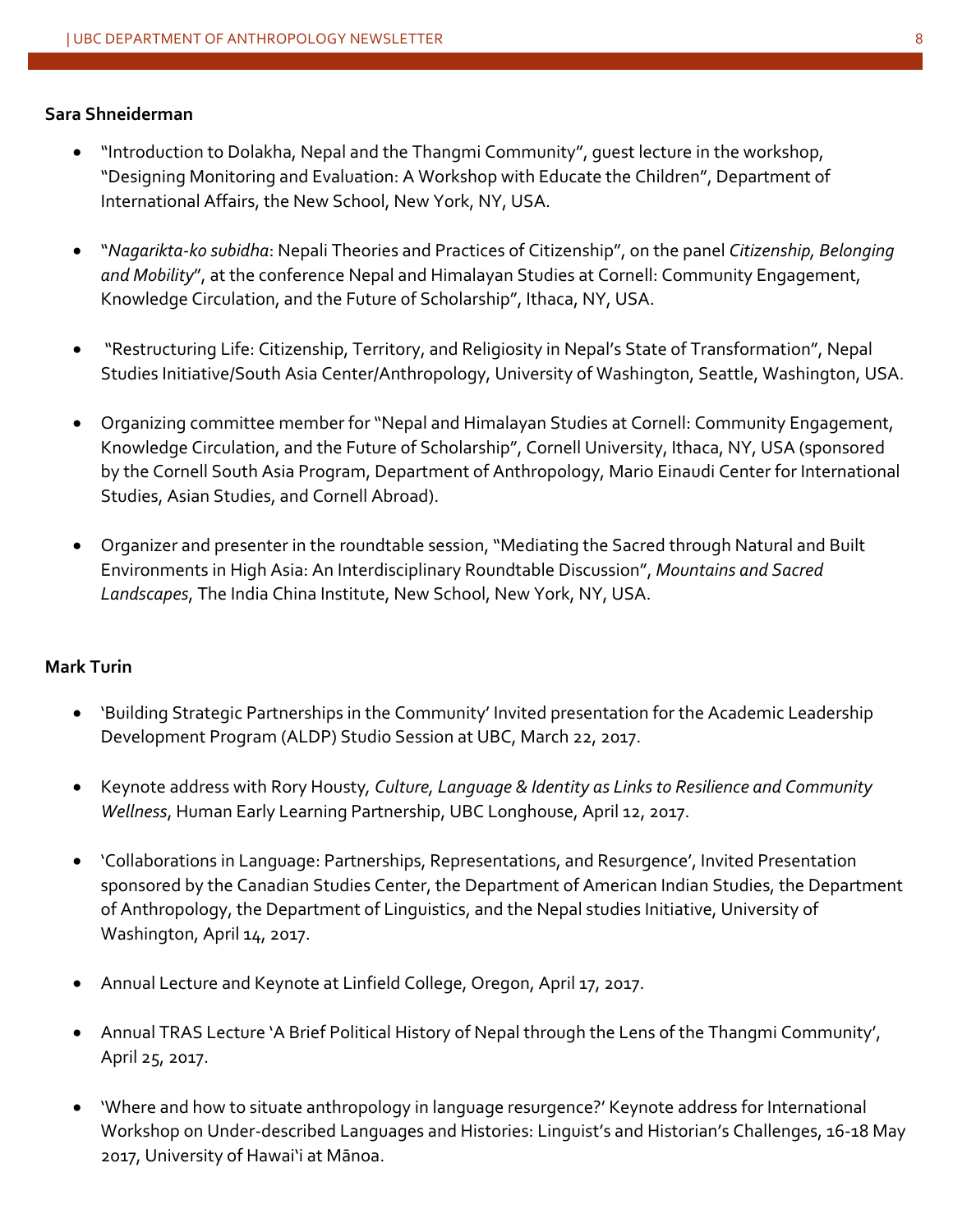**Sara Shneiderman**

- "Introduction to Dolakha, Nepal and the Thangmi Community", guest lecture in the workshop, "Designing Monitoring and Evaluation: A Workshop with Educate the Children", Department of International Affairs, the New School, New York, NY, USA.

- "*Nagarikta-ko subidha*: Nepali Theories and Practices of Citizenship", on the panel *Citizenship, Belonging and Mobility*", at the conference Nepal and Himalayan Studies at Cornell: Community Engagement, Knowledge Circulation, and the Future of Scholarship", Ithaca, NY, USA.

- "Restructuring Life: Citizenship, Territory, and Religiosity in Nepal's State of Transformation", Nepal Studies Initiative/South Asia Center/Anthropology, University of Washington, Seattle, Washington, USA.

- Organizing committee member for "Nepal and Himalayan Studies at Cornell: Community Engagement, Knowledge Circulation, and the Future of Scholarship", Cornell University, Ithaca, NY, USA (sponsored by the Cornell South Asia Program, Department of Anthropology, Mario Einaudi Center for International Studies, Asian Studies, and Cornell Abroad).

- Organizer and presenter in the roundtable session, "Mediating the Sacred through Natural and Built Environments in High Asia: An Interdisciplinary Roundtable Discussion", *Mountains and Sacred Landscapes*, The India China Institute, New School, New York, NY, USA.

**Mark Turin**

- 'Building Strategic Partnerships in the Community' Invited presentation for the Academic Leadership Development Program (ALDP) Studio Session at UBC, March 22, 2017.

- Keynote address with Rory Housty, *Culture, Language & Identity as Links to Resilience and Community Wellness*, Human Early Learning Partnership, UBC Longhouse, April 12, 2017.

- 'Collaborations in Language: Partnerships, Representations, and Resurgence', Invited Presentation sponsored by the Canadian Studies Center, the Department of American Indian Studies, the Department of Anthropology, the Department of Linguistics, and the Nepal studies Initiative, University of Washington, April 14, 2017.

- Annual Lecture and Keynote at Linfield College, Oregon, April 17, 2017.

- Annual TRAS Lecture 'A Brief Political History of Nepal through the Lens of the Thangmi Community', April 25, 2017.

- 'Where and how to situate anthropology in language resurgence?' Keynote address for International Workshop on Under-described Languages and Histories: Linguist's and Historian's Challenges, 16-18 May 2017, University of Hawai'i at Mānoa.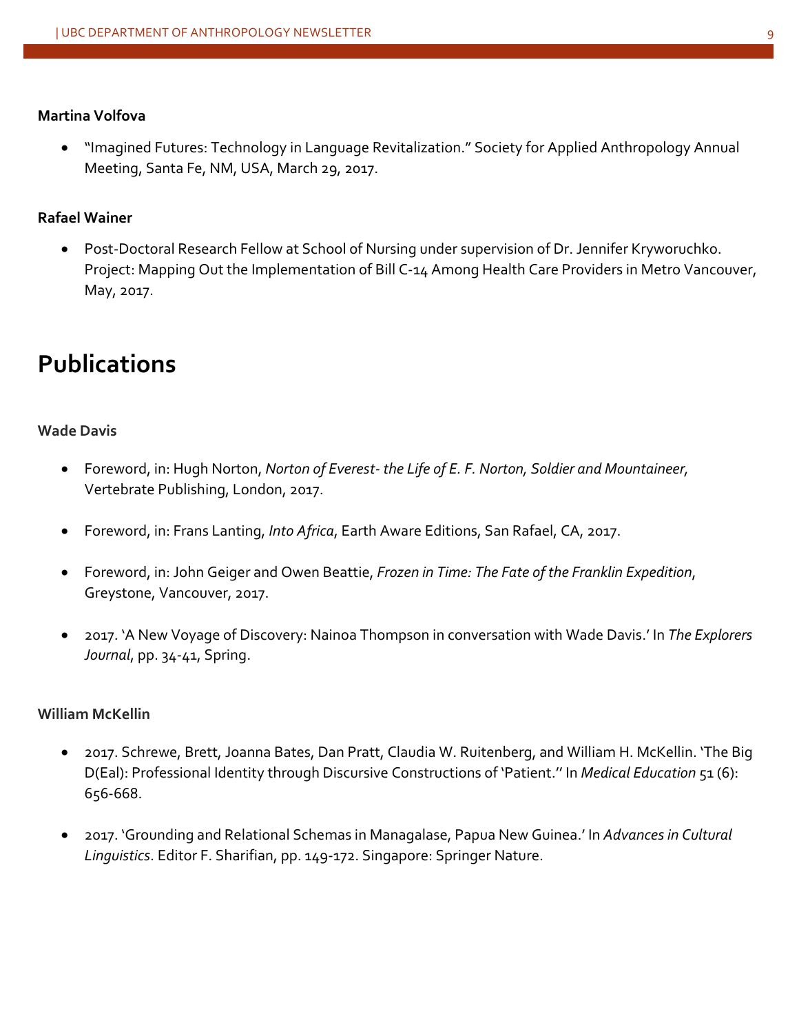**Martina Volfova**

- "Imagined Futures: Technology in Language Revitalization." Society for Applied Anthropology Annual Meeting, Santa Fe, NM, USA, March 29, 2017.

**Rafael Wainer**

- Post-Doctoral Research Fellow at School of Nursing under supervision of Dr. Jennifer Kryworuchko. Project: Mapping Out the Implementation of Bill C-14 Among Health Care Providers in Metro Vancouver, May, 2017.

# Publications

**Wade Davis**

- Foreword, in: Hugh Norton, *Norton of Everest- the Life of E. F. Norton, Soldier and Mountaineer*, Vertebrate Publishing, London, 2017.

- Foreword, in: Frans Lanting, *Into Africa*, Earth Aware Editions, San Rafael, CA, 2017.

- Foreword, in: John Geiger and Owen Beattie, *Frozen in Time: The Fate of the Franklin Expedition*, Greystone, Vancouver, 2017.

- 2017. 'A New Voyage of Discovery: Nainoa Thompson in conversation with Wade Davis.' In *The Explorers Journal*, pp. 34-41, Spring.

**William McKellin**

- 2017. Schrewe, Brett, Joanna Bates, Dan Pratt, Claudia W. Ruitenberg, and William H. McKellin. 'The Big D(Eal): Professional Identity through Discursive Constructions of 'Patient.'' In *Medical Education* 51 (6): 656-668.

- 2017. 'Grounding and Relational Schemas in Managalase, Papua New Guinea.' In *Advances in Cultural Linguistics*. Editor F. Sharifian, pp. 149-172. Singapore: Springer Nature.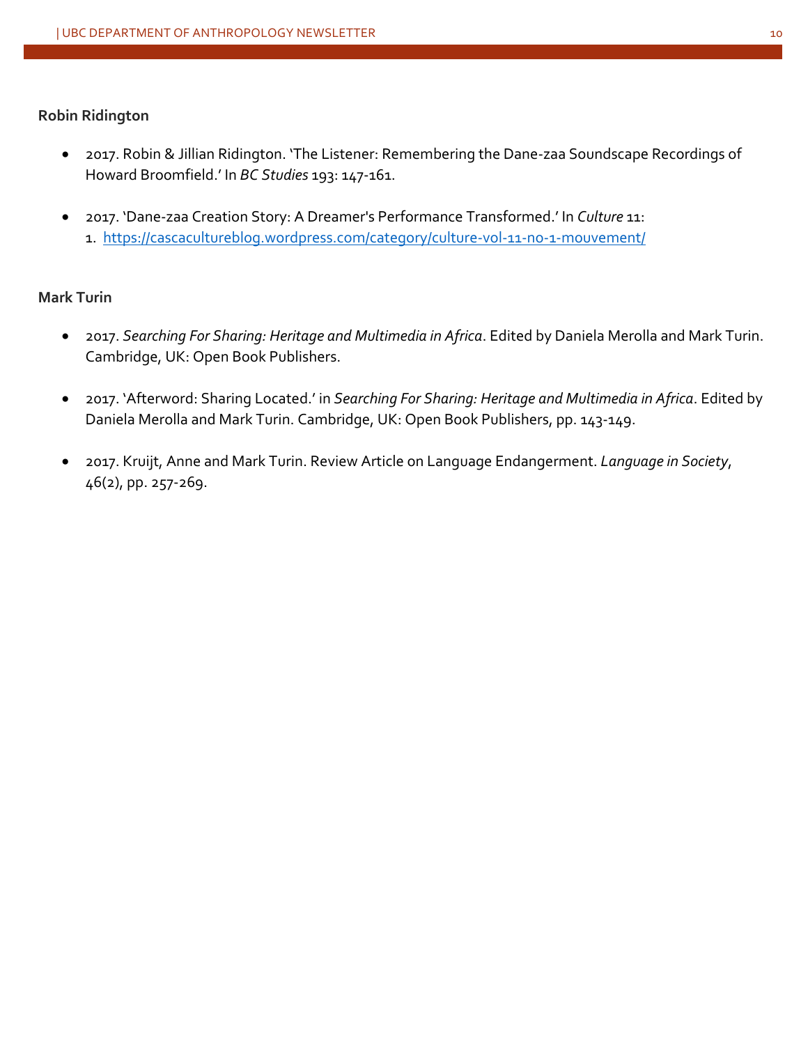**Robin Ridington**

- 2017. Robin & Jillian Ridington. 'The Listener: Remembering the Dane-zaa Soundscape Recordings of Howard Broomfield.' In *BC Studies* 193: 147-161.

- 2017. 'Dane-zaa Creation Story: A Dreamer's Performance Transformed.' In *Culture* 11: 1. [https://cascacultureblog.wordpress.com/category/culture-vol-11-no-1-mouvement/](https://cascacultureblog.wordpress.com/category/culture-vol-11-no-1-mouvement/)

**Mark Turin**

- 2017. *Searching For Sharing: Heritage and Multimedia in Africa*. Edited by Daniela Merolla and Mark Turin. Cambridge, UK: Open Book Publishers.

- 2017. 'Afterword: Sharing Located.' in *Searching For Sharing: Heritage and Multimedia in Africa*. Edited by Daniela Merolla and Mark Turin. Cambridge, UK: Open Book Publishers, pp. 143-149.

- 2017. Kruijt, Anne and Mark Turin. Review Article on Language Endangerment. *Language in Society*, 46(2), pp. 257-269.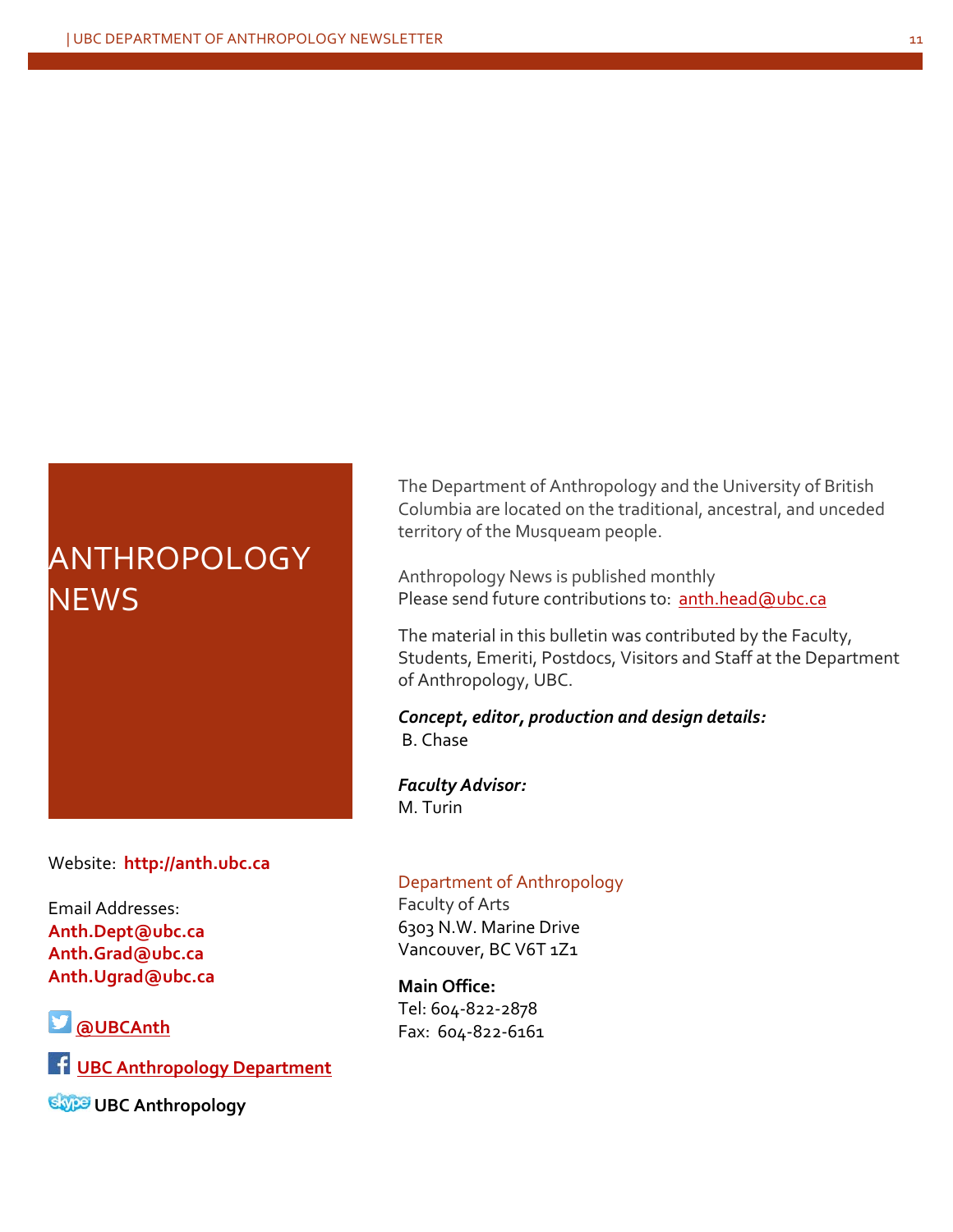# ANTHROPOLOGY NEWS

The Department of Anthropology and the University of British Columbia are located on the traditional, ancestral, and unceded territory of the Musqueam people.

Anthropology News is published monthly
Please send future contributions to: anth.head@ubc.ca

The material in this bulletin was contributed by the Faculty, Students, Emeriti, Postdocs, Visitors and Staff at the Department of Anthropology, UBC.

***Concept, editor, production and design details:***
B. Chase

***Faculty Advisor:***
M. Turin

Website: **http://anth.ubc.ca**

Email Addresses:
**Anth.Dept@ubc.ca**
**Anth.Grad@ubc.ca**
**Anth.Ugrad@ubc.ca**

**@UBCAnth**

**UBC Anthropology Department**

**UBC Anthropology**

Department of Anthropology
Faculty of Arts
6303 N.W. Marine Drive
Vancouver, BC V6T 1Z1

**Main Office:**
Tel: 604-822-2878
Fax: 604-822-6161